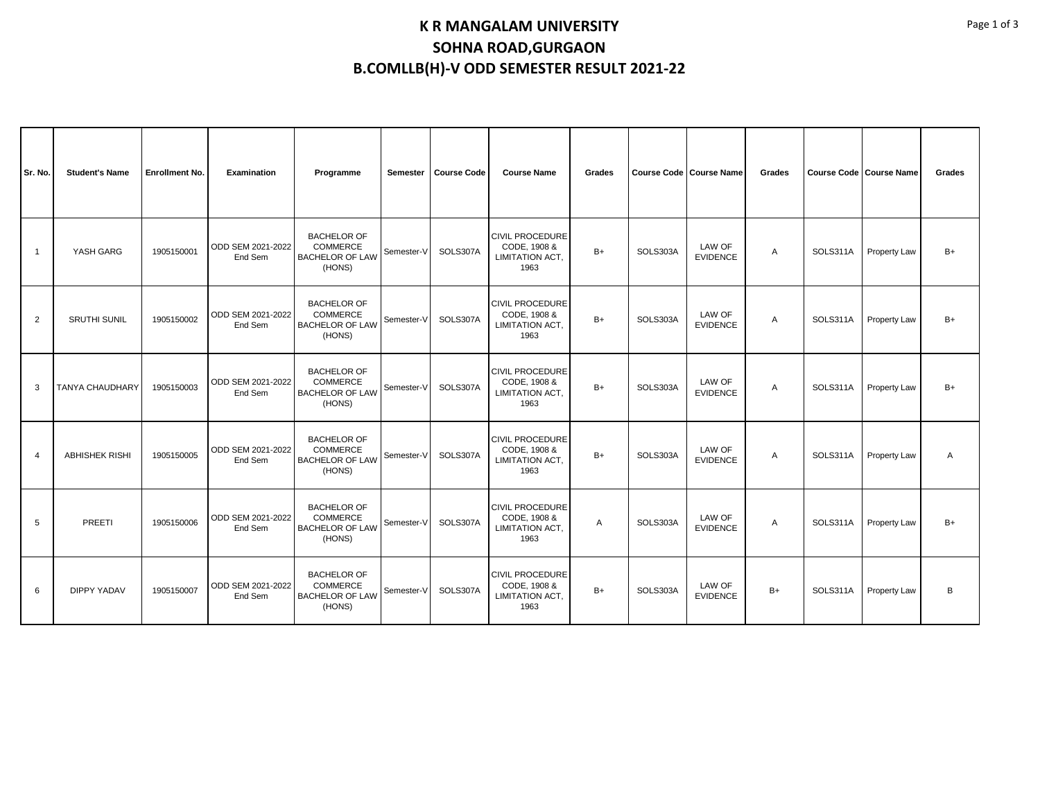# K R MANGALAM UNIVERSITY

## SOHNA ROAD,GURGAON

## B.COMLLB(H)-V ODD SEMESTER RESULT 2021-22

| Sr. No. | Student's Name | Enrollment No. | Examination | Programme | Semester | Course Code | Course Name | Grades | Course Code | Course Name | Grades | Course Code | Course Name | Grades |
|---|---|---|---|---|---|---|---|---|---|---|---|---|---|---|
| 1 | YASH GARG | 1905150001 | ODD SEM 2021-2022 End Sem | BACHELOR OF COMMERCE BACHELOR OF LAW (HONS) | Semester-V | SOLS307A | CIVIL PROCEDURE CODE, 1908 & LIMITATION ACT, 1963 | B+ | SOLS303A | LAW OF EVIDENCE | A | SOLS311A | Property Law | B+ |
| 2 | SRUTHI SUNIL | 1905150002 | ODD SEM 2021-2022 End Sem | BACHELOR OF COMMERCE BACHELOR OF LAW (HONS) | Semester-V | SOLS307A | CIVIL PROCEDURE CODE, 1908 & LIMITATION ACT, 1963 | B+ | SOLS303A | LAW OF EVIDENCE | A | SOLS311A | Property Law | B+ |
| 3 | TANYA CHAUDHARY | 1905150003 | ODD SEM 2021-2022 End Sem | BACHELOR OF COMMERCE BACHELOR OF LAW (HONS) | Semester-V | SOLS307A | CIVIL PROCEDURE CODE, 1908 & LIMITATION ACT, 1963 | B+ | SOLS303A | LAW OF EVIDENCE | A | SOLS311A | Property Law | B+ |
| 4 | ABHISHEK RISHI | 1905150005 | ODD SEM 2021-2022 End Sem | BACHELOR OF COMMERCE BACHELOR OF LAW (HONS) | Semester-V | SOLS307A | CIVIL PROCEDURE CODE, 1908 & LIMITATION ACT, 1963 | B+ | SOLS303A | LAW OF EVIDENCE | A | SOLS311A | Property Law | A |
| 5 | PREETI | 1905150006 | ODD SEM 2021-2022 End Sem | BACHELOR OF COMMERCE BACHELOR OF LAW (HONS) | Semester-V | SOLS307A | CIVIL PROCEDURE CODE, 1908 & LIMITATION ACT, 1963 | A | SOLS303A | LAW OF EVIDENCE | A | SOLS311A | Property Law | B+ |
| 6 | DIPPY YADAV | 1905150007 | ODD SEM 2021-2022 End Sem | BACHELOR OF COMMERCE BACHELOR OF LAW (HONS) | Semester-V | SOLS307A | CIVIL PROCEDURE CODE, 1908 & LIMITATION ACT, 1963 | B+ | SOLS303A | LAW OF EVIDENCE | B+ | SOLS311A | Property Law | B |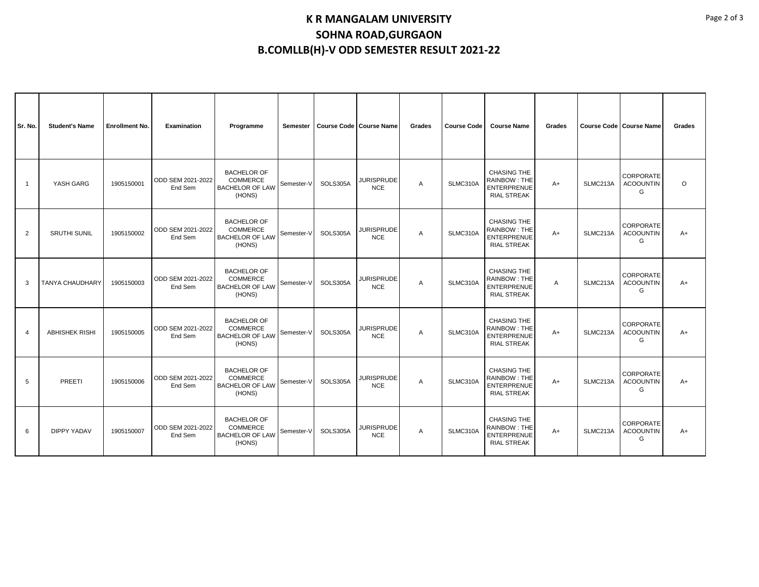# K R MANGALAM UNIVERSITY
## SOHNA ROAD,GURGAON
## B.COMLLB(H)-V ODD SEMESTER RESULT 2021-22

| Sr. No. | Student's Name | Enrollment No. | Examination | Programme | Semester | Course Code | Course Name | Grades | Course Code | Course Name | Grades | Course Code | Course Name | Grades |
|---|---|---|---|---|---|---|---|---|---|---|---|---|---|---|
| 1 | YASH GARG | 1905150001 | ODD SEM 2021-2022 End Sem | BACHELOR OF COMMERCE BACHELOR OF LAW (HONS) | Semester-V | SOLS305A | JURISPRUDENCE | A | SLMC310A | CHASING THE RAINBOW : THE ENTERPRENUERIAL STREAK | A+ | SLMC213A | CORPORATE ACOOUNTING | O |
| 2 | SRUTHI SUNIL | 1905150002 | ODD SEM 2021-2022 End Sem | BACHELOR OF COMMERCE BACHELOR OF LAW (HONS) | Semester-V | SOLS305A | JURISPRUDENCE | A | SLMC310A | CHASING THE RAINBOW : THE ENTERPRENUERIAL STREAK | A+ | SLMC213A | CORPORATE ACOOUNTING | A+ |
| 3 | TANYA CHAUDHARY | 1905150003 | ODD SEM 2021-2022 End Sem | BACHELOR OF COMMERCE BACHELOR OF LAW (HONS) | Semester-V | SOLS305A | JURISPRUDENCE | A | SLMC310A | CHASING THE RAINBOW : THE ENTERPRENUERIAL STREAK | A | SLMC213A | CORPORATE ACOOUNTING | A+ |
| 4 | ABHISHEK RISHI | 1905150005 | ODD SEM 2021-2022 End Sem | BACHELOR OF COMMERCE BACHELOR OF LAW (HONS) | Semester-V | SOLS305A | JURISPRUDENCE | A | SLMC310A | CHASING THE RAINBOW : THE ENTERPRENUERIAL STREAK | A+ | SLMC213A | CORPORATE ACOOUNTING | A+ |
| 5 | PREETI | 1905150006 | ODD SEM 2021-2022 End Sem | BACHELOR OF COMMERCE BACHELOR OF LAW (HONS) | Semester-V | SOLS305A | JURISPRUDENCE | A | SLMC310A | CHASING THE RAINBOW : THE ENTERPRENUERIAL STREAK | A+ | SLMC213A | CORPORATE ACOOUNTING | A+ |
| 6 | DIPPY YADAV | 1905150007 | ODD SEM 2021-2022 End Sem | BACHELOR OF COMMERCE BACHELOR OF LAW (HONS) | Semester-V | SOLS305A | JURISPRUDENCE | A | SLMC310A | CHASING THE RAINBOW : THE ENTERPRENUERIAL STREAK | A+ | SLMC213A | CORPORATE ACOOUNTING | A+ |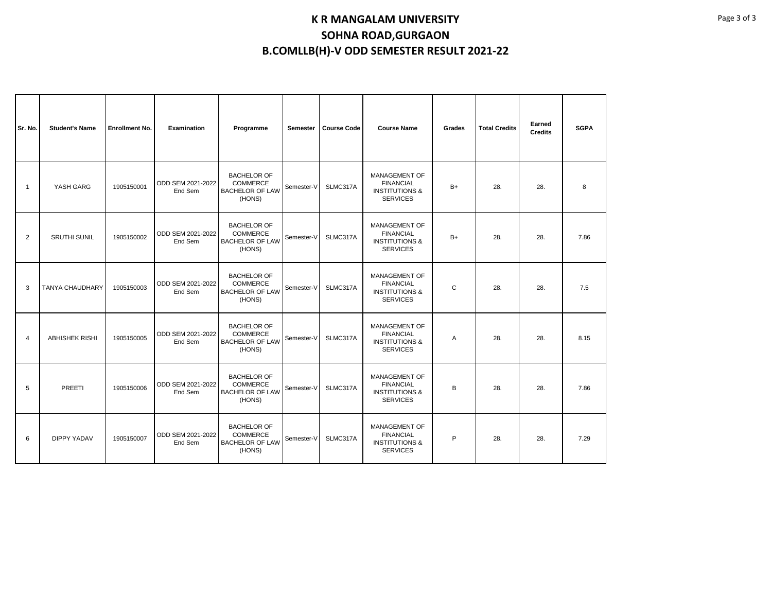# K R MANGALAM UNIVERSITY

## SOHNA ROAD,GURGAON

## B.COMLLB(H)-V ODD SEMESTER RESULT 2021-22

| Sr. No. | Student's Name | Enrollment No. | Examination | Programme | Semester | Course Code | Course Name | Grades | Total Credits | Earned Credits | SGPA |
|---|---|---|---|---|---|---|---|---|---|---|---|
| 1 | YASH GARG | 1905150001 | ODD SEM 2021-2022 End Sem | BACHELOR OF COMMERCE BACHELOR OF LAW (HONS) | Semester-V | SLMC317A | MANAGEMENT OF FINANCIAL INSTITUTIONS & SERVICES | B+ | 28. | 28. | 8 |
| 2 | SRUTHI SUNIL | 1905150002 | ODD SEM 2021-2022 End Sem | BACHELOR OF COMMERCE BACHELOR OF LAW (HONS) | Semester-V | SLMC317A | MANAGEMENT OF FINANCIAL INSTITUTIONS & SERVICES | B+ | 28. | 28. | 7.86 |
| 3 | TANYA CHAUDHARY | 1905150003 | ODD SEM 2021-2022 End Sem | BACHELOR OF COMMERCE BACHELOR OF LAW (HONS) | Semester-V | SLMC317A | MANAGEMENT OF FINANCIAL INSTITUTIONS & SERVICES | C | 28. | 28. | 7.5 |
| 4 | ABHISHEK RISHI | 1905150005 | ODD SEM 2021-2022 End Sem | BACHELOR OF COMMERCE BACHELOR OF LAW (HONS) | Semester-V | SLMC317A | MANAGEMENT OF FINANCIAL INSTITUTIONS & SERVICES | A | 28. | 28. | 8.15 |
| 5 | PREETI | 1905150006 | ODD SEM 2021-2022 End Sem | BACHELOR OF COMMERCE BACHELOR OF LAW (HONS) | Semester-V | SLMC317A | MANAGEMENT OF FINANCIAL INSTITUTIONS & SERVICES | B | 28. | 28. | 7.86 |
| 6 | DIPPY YADAV | 1905150007 | ODD SEM 2021-2022 End Sem | BACHELOR OF COMMERCE BACHELOR OF LAW (HONS) | Semester-V | SLMC317A | MANAGEMENT OF FINANCIAL INSTITUTIONS & SERVICES | P | 28. | 28. | 7.29 |